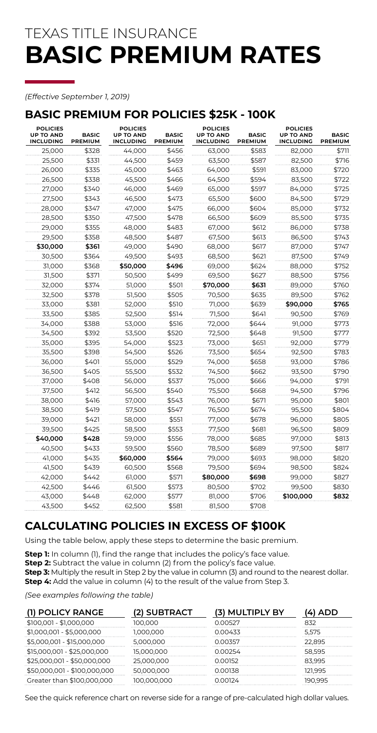# TEXAS TITLE INSURANCE **BASIC PREMIUM RATES**

*(Effective September 1, 2019)*

## BASIC PREMIUM FOR POLICIES $25K - 100K

| POLICIES UP TO AND INCLUDING | BASIC PREMIUM | POLICIES UP TO AND INCLUDING | BASIC PREMIUM | POLICIES UP TO AND INCLUDING | BASIC PREMIUM | POLICIES UP TO AND INCLUDING | BASIC PREMIUM |
|---|---|---|---|---|---|---|---|
| 25,000 | $328 | 44,000 | $456 | 63,000 | $583 | 82,000 | $711 |
| 25,500 | $331 | 44,500 | $459 | 63,500 | $587 | 82,500 | $716 |
| 26,000 | $335 | 45,000 | $463 | 64,000 | $591 | 83,000 | $720 |
| 26,500 | $338 | 45,500 | $466 | 64,500 | $594 | 83,500 | $722 |
| 27,000 | $340 | 46,000 | $469 | 65,000 | $597 | 84,000 | $725 |
| 27,500 | $343 | 46,500 | $473 | 65,500 | $600 | 84,500 | $729 |
| 28,000 | $347 | 47,000 | $475 | 66,000 | $604 | 85,000 | $732 |
| 28,500 | $350 | 47,500 | $478 | 66,500 | $609 | 85,500 | $735 |
| 29,000 | $355 | 48,000 | $483 | 67,000 | $612 | 86,000 | $738 |
| 29,500 | $358 | 48,500 | $487 | 67,500 | $613 | 86,500 | $743 |
| **$30,000** | **$361** | 49,000 | $490 | 68,000 | $617 | 87,000 | $747 |
| 30,500 | $364 | 49,500 | $493 | 68,500 | $621 | 87,500 | $749 |
| 31,000 | $368 | **$50,000** | **$496** | 69,000 | $624 | 88,000 | $752 |
| 31,500 | $371 | 50,500 | $499 | 69,500 | $627 | 88,500 | $756 |
| 32,000 | $374 | 51,000 | $501 | **$70,000** | **$631** | 89,000 | $760 |
| 32,500 | $378 | 51,500 | $505 | 70,500 | $635 | 89,500 | $762 |
| 33,000 | $381 | 52,000 | $510 | 71,000 | $639 | **$90,000** | **$765** |
| 33,500 | $385 | 52,500 | $514 | 71,500 | $641 | 90,500 | $769 |
| 34,000 | $388 | 53,000 | $516 | 72,000 | $644 | 91,000 | $773 |
| 34,500 | $392 | 53,500 | $520 | 72,500 | $648 | 91,500 | $777 |
| 35,000 | $395 | 54,000 | $523 | 73,000 | $651 | 92,000 | $779 |
| 35,500 | $398 | 54,500 | $526 | 73,500 | $654 | 92,500 | $783 |
| 36,000 | $401 | 55,000 | $529 | 74,000 | $658 | 93,000 | $786 |
| 36,500 | $405 | 55,500 | $532 | 74,500 | $662 | 93,500 | $790 |
| 37,000 | $408 | 56,000 | $537 | 75,000 | $666 | 94,000 | $791 |
| 37,500 | $412 | 56,500 | $540 | 75,500 | $668 | 94,500 | $796 |
| 38,000 | $416 | 57,000 | $543 | 76,000 | $671 | 95,000 | $801 |
| 38,500 | $419 | 57,500 | $547 | 76,500 | $674 | 95,500 | $804 |
| 39,000 | $421 | 58,000 | $551 | 77,000 | $678 | 96,000 | $805 |
| 39,500 | $425 | 58,500 | $553 | 77,500 | $681 | 96,500 | $809 |
| **$40,000** | **$428** | 59,000 | $556 | 78,000 | $685 | 97,000 | $813 |
| 40,500 | $433 | 59,500 | $560 | 78,500 | $689 | 97,500 | $817 |
| 41,000 | $435 | **$60,000** | **$564** | 79,000 | $693 | 98,000 | $820 |
| 41,500 | $439 | 60,500 | $568 | 79,500 | $694 | 98,500 | $824 |
| 42,000 | $442 | 61,000 | $571 | **$80,000** | **$698** | 99,000 | $827 |
| 42,500 | $446 | 61,500 | $573 | 80,500 | $702 | 99,500 | $830 |
| 43,000 | $448 | 62,000 | $577 | 81,000 | $706 | **$100,000** | **$832** |
| 43,500 | $452 | 62,500 | $581 | 81,500 | $708 | | |

## CALCULATING POLICIES IN EXCESS OF $100K

Using the table below, apply these steps to determine the basic premium.

**Step 1:** In column (1), find the range that includes the policy's face value.
**Step 2:** Subtract the value in column (2) from the policy's face value.
**Step 3:** Multiply the result in Step 2 by the value in column (3) and round to the nearest dollar.
**Step 4:** Add the value in column (4) to the result of the value from Step 3.

*(See examples following the table)*

| (1) POLICY RANGE | (2) SUBTRACT | (3) MULTIPLY BY | (4) ADD |
|---|---|---|---|
| $100,001 - $1,000,000 | 100,000 | 0.00527 | 832 |
| $1,000,001 - $5,000,000 | 1,000,000 | 0.00433 | 5,575 |
| $5,000,001 - $15,000,000 | 5,000,000 | 0.00357 | 22,895 |
| $15,000,001 - $25,000,000 | 15,000,000 | 0.00254 | 58,595 |
| $25,000,001 - $50,000,000 | 25,000,000 | 0.00152 | 83,995 |
| $50,000,001 - $100,000,000 | 50,000,000 | 0.00138 | 121,995 |
| Greater than $100,000,000 | 100,000,000 | 0.00124 | 190,995 |

See the quick reference chart on reverse side for a range of pre-calculated high dollar values.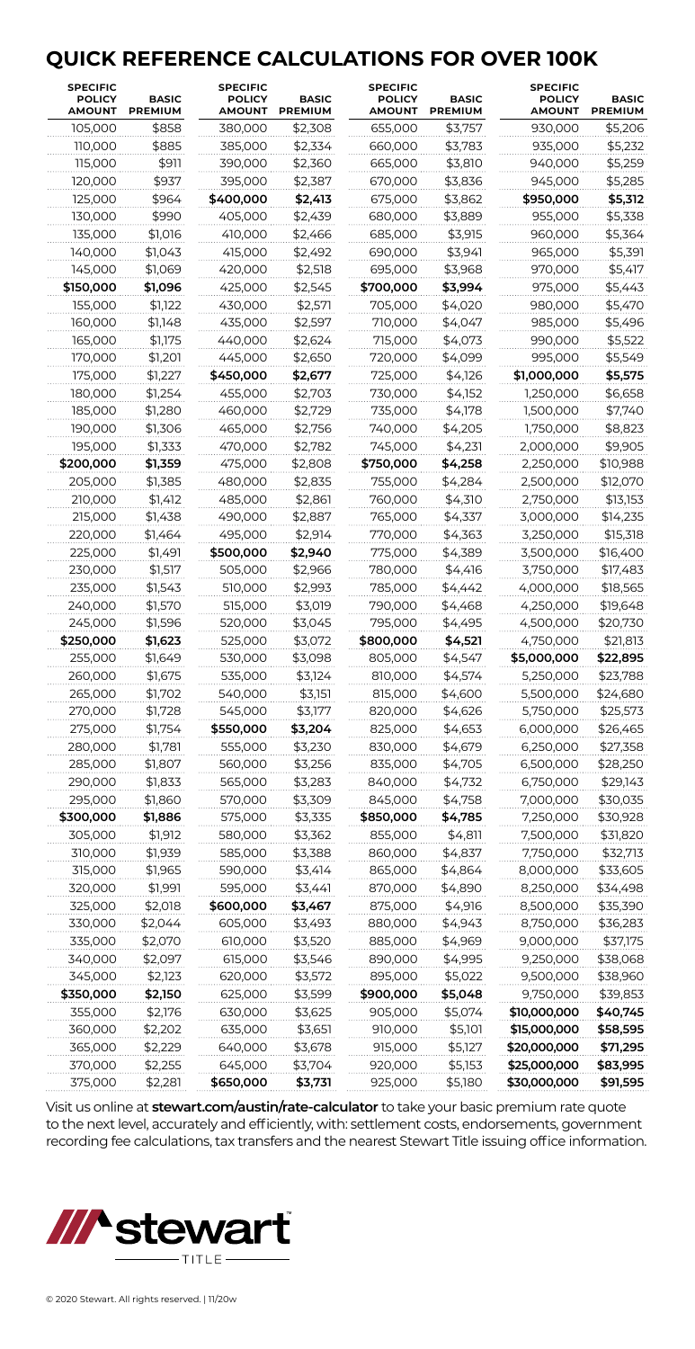# QUICK REFERENCE CALCULATIONS FOR OVER 100K

| SPECIFIC POLICY AMOUNT | BASIC PREMIUM | SPECIFIC POLICY AMOUNT | BASIC PREMIUM | SPECIFIC POLICY AMOUNT | BASIC PREMIUM | SPECIFIC POLICY AMOUNT | BASIC PREMIUM |
|---|---|---|---|---|---|---|---|
| 105,000 | $858 | 380,000 | $2,308 | 655,000 | $3,757 | 930,000 | $5,206 |
| 110,000 | $885 | 385,000 | $2,334 | 660,000 | $3,783 | 935,000 | $5,232 |
| 115,000 | $911 | 390,000 | $2,360 | 665,000 | $3,810 | 940,000 | $5,259 |
| 120,000 | $937 | 395,000 | $2,387 | 670,000 | $3,836 | 945,000 | $5,285 |
| 125,000 | $964 | **$400,000** | **$2,413** | 675,000 | $3,862 | **$950,000** | **$5,312** |
| 130,000 | $990 | 405,000 | $2,439 | 680,000 | $3,889 | 955,000 | $5,338 |
| 135,000 | $1,016 | 410,000 | $2,466 | 685,000 | $3,915 | 960,000 | $5,364 |
| 140,000 | $1,043 | 415,000 | $2,492 | 690,000 | $3,941 | 965,000 | $5,391 |
| 145,000 | $1,069 | 420,000 | $2,518 | 695,000 | $3,968 | 970,000 | $5,417 |
| **$150,000** | **$1,096** | 425,000 | $2,545 | **$700,000** | **$3,994** | 975,000 | $5,443 |
| 155,000 | $1,122 | 430,000 | $2,571 | 705,000 | $4,020 | 980,000 | $5,470 |
| 160,000 | $1,148 | 435,000 | $2,597 | 710,000 | $4,047 | 985,000 | $5,496 |
| 165,000 | $1,175 | 440,000 | $2,624 | 715,000 | $4,073 | 990,000 | $5,522 |
| 170,000 | $1,201 | 445,000 | $2,650 | 720,000 | $4,099 | 995,000 | $5,549 |
| 175,000 | $1,227 | **$450,000** | **$2,677** | 725,000 | $4,126 | **$1,000,000** | **$5,575** |
| 180,000 | $1,254 | 455,000 | $2,703 | 730,000 | $4,152 | 1,250,000 | $6,658 |
| 185,000 | $1,280 | 460,000 | $2,729 | 735,000 | $4,178 | 1,500,000 | $7,740 |
| 190,000 | $1,306 | 465,000 | $2,756 | 740,000 | $4,205 | 1,750,000 | $8,823 |
| 195,000 | $1,333 | 470,000 | $2,782 | 745,000 | $4,231 | 2,000,000 | $9,905 |
| **$200,000** | **$1,359** | 475,000 | $2,808 | **$750,000** | **$4,258** | 2,250,000 | $10,988 |
| 205,000 | $1,385 | 480,000 | $2,835 | 755,000 | $4,284 | 2,500,000 | $12,070 |
| 210,000 | $1,412 | 485,000 | $2,861 | 760,000 | $4,310 | 2,750,000 | $13,153 |
| 215,000 | $1,438 | 490,000 | $2,887 | 765,000 | $4,337 | 3,000,000 | $14,235 |
| 220,000 | $1,464 | 495,000 | $2,914 | 770,000 | $4,363 | 3,250,000 | $15,318 |
| 225,000 | $1,491 | **$500,000** | **$2,940** | 775,000 | $4,389 | 3,500,000 | $16,400 |
| 230,000 | $1,517 | 505,000 | $2,966 | 780,000 | $4,416 | 3,750,000 | $17,483 |
| 235,000 | $1,543 | 510,000 | $2,993 | 785,000 | $4,442 | 4,000,000 | $18,565 |
| 240,000 | $1,570 | 515,000 | $3,019 | 790,000 | $4,468 | 4,250,000 | $19,648 |
| 245,000 | $1,596 | 520,000 | $3,045 | 795,000 | $4,495 | 4,500,000 | $20,730 |
| **$250,000** | **$1,623** | 525,000 | $3,072 | **$800,000** | **$4,521** | 4,750,000 | $21,813 |
| 255,000 | $1,649 | 530,000 | $3,098 | 805,000 | $4,547 | **$5,000,000** | **$22,895** |
| 260,000 | $1,675 | 535,000 | $3,124 | 810,000 | $4,574 | 5,250,000 | $23,788 |
| 265,000 | $1,702 | 540,000 | $3,151 | 815,000 | $4,600 | 5,500,000 | $24,680 |
| 270,000 | $1,728 | 545,000 | $3,177 | 820,000 | $4,626 | 5,750,000 | $25,573 |
| 275,000 | $1,754 | **$550,000** | **$3,204** | 825,000 | $4,653 | 6,000,000 | $26,465 |
| 280,000 | $1,781 | 555,000 | $3,230 | 830,000 | $4,679 | 6,250,000 | $27,358 |
| 285,000 | $1,807 | 560,000 | $3,256 | 835,000 | $4,705 | 6,500,000 | $28,250 |
| 290,000 | $1,833 | 565,000 | $3,283 | 840,000 | $4,732 | 6,750,000 | $29,143 |
| 295,000 | $1,860 | 570,000 | $3,309 | 845,000 | $4,758 | 7,000,000 | $30,035 |
| **$300,000** | **$1,886** | 575,000 | $3,335 | **$850,000** | **$4,785** | 7,250,000 | $30,928 |
| 305,000 | $1,912 | 580,000 | $3,362 | 855,000 | $4,811 | 7,500,000 | $31,820 |
| 310,000 | $1,939 | 585,000 | $3,388 | 860,000 | $4,837 | 7,750,000 | $32,713 |
| 315,000 | $1,965 | 590,000 | $3,414 | 865,000 | $4,864 | 8,000,000 | $33,605 |
| 320,000 | $1,991 | 595,000 | $3,441 | 870,000 | $4,890 | 8,250,000 | $34,498 |
| 325,000 | $2,018 | **$600,000** | **$3,467** | 875,000 | $4,916 | 8,500,000 | $35,390 |
| 330,000 | $2,044 | 605,000 | $3,493 | 880,000 | $4,943 | 8,750,000 | $36,283 |
| 335,000 | $2,070 | 610,000 | $3,520 | 885,000 | $4,969 | 9,000,000 | $37,175 |
| 340,000 | $2,097 | 615,000 | $3,546 | 890,000 | $4,995 | 9,250,000 | $38,068 |
| 345,000 | $2,123 | 620,000 | $3,572 | 895,000 | $5,022 | 9,500,000 | $38,960 |
| **$350,000** | **$2,150** | 625,000 | $3,599 | **$900,000** | **$5,048** | 9,750,000 | $39,853 |
| 355,000 | $2,176 | 630,000 | $3,625 | 905,000 | $5,074 | **$10,000,000** | **$40,745** |
| 360,000 | $2,202 | 635,000 | $3,651 | 910,000 | $5,101 | **$15,000,000** | **$58,595** |
| 365,000 | $2,229 | 640,000 | $3,678 | 915,000 | $5,127 | **$20,000,000** | **$71,295** |
| 370,000 | $2,255 | 645,000 | $3,704 | 920,000 | $5,153 | **$25,000,000** | **$83,995** |
| 375,000 | $2,281 | **$650,000** | **$3,731** | 925,000 | $5,180 | **$30,000,000** | **$91,595** |

Visit us online at **stewart.com/austin/rate-calculator** to take your basic premium rate quote to the next level, accurately and efficiently, with: settlement costs, endorsements, government recording fee calculations, tax transfers and the nearest Stewart Title issuing office information.

stewart TITLE

© 2020 Stewart. All rights reserved. | 11/20w